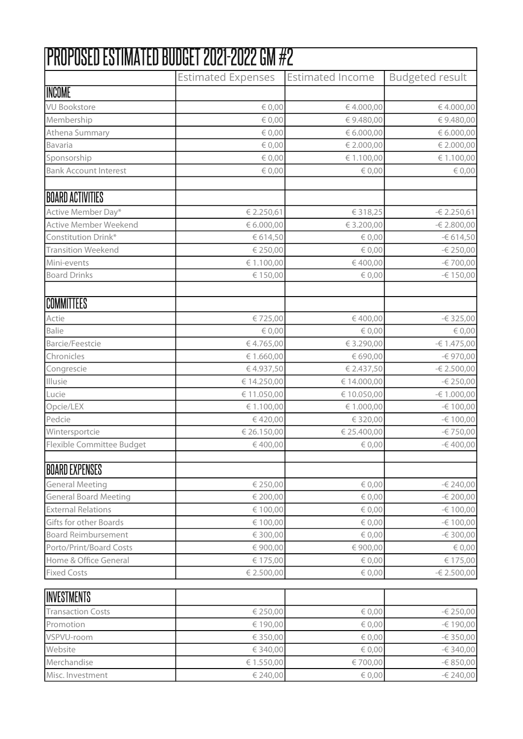| PROPOSED ESTIMATED BUDGET 2021-2022 GM #2 | | | |
|---|---|---|---|
| | Estimated Expenses | Estimated Income | Budgeted result |
| **INCOME** | | | |
| VU Bookstore | € 0,00 | € 4.000,00 | € 4.000,00 |
| Membership | € 0,00 | € 9.480,00 | € 9.480,00 |
| Athena Summary | € 0,00 | € 6.000,00 | € 6.000,00 |
| Bavaria | € 0,00 | € 2.000,00 | € 2.000,00 |
| Sponsorship | € 0,00 | € 1.100,00 | € 1.100,00 |
| Bank Account Interest | € 0,00 | € 0,00 | € 0,00 |
| | | | |
| **BOARD ACTIVITIES** | | | |
| Active Member Day* | € 2.250,61 | € 318,25 | -€ 2.250,61 |
| Active Member Weekend | € 6.000,00 | € 3.200,00 | -€ 2.800,00 |
| Constitution Drink* | € 614,50 | € 0,00 | -€ 614,50 |
| Transition Weekend | € 250,00 | € 0,00 | -€ 250,00 |
| Mini-events | € 1.100,00 | € 400,00 | -€ 700,00 |
| Board Drinks | € 150,00 | € 0,00 | -€ 150,00 |
| | | | |
| **COMMITTEES** | | | |
| Actie | € 725,00 | € 400,00 | -€ 325,00 |
| Balie | € 0,00 | € 0,00 | € 0,00 |
| Barcie/Feestcie | € 4.765,00 | € 3.290,00 | -€ 1.475,00 |
| Chronicles | € 1.660,00 | € 690,00 | -€ 970,00 |
| Congrescie | € 4.937,50 | € 2.437,50 | -€ 2.500,00 |
| Illusie | € 14.250,00 | € 14.000,00 | -€ 250,00 |
| Lucie | € 11.050,00 | € 10.050,00 | -€ 1.000,00 |
| Opcie/LEX | € 1.100,00 | € 1.000,00 | -€ 100,00 |
| Pedcie | € 420,00 | € 320,00 | -€ 100,00 |
| Wintersportcie | € 26.150,00 | € 25.400,00 | -€ 750,00 |
| Flexible Committee Budget | € 400,00 | € 0,00 | -€ 400,00 |
| | | | |
| **BOARD EXPENSES** | | | |
| General Meeting | € 250,00 | € 0,00 | -€ 240,00 |
| General Board Meeting | € 200,00 | € 0,00 | -€ 200,00 |
| External Relations | € 100,00 | € 0,00 | -€ 100,00 |
| Gifts for other Boards | € 100,00 | € 0,00 | -€ 100,00 |
| Board Reimbursement | € 300,00 | € 0,00 | -€ 300,00 |
| Porto/Print/Board Costs | € 900,00 | € 900,00 | € 0,00 |
| Home & Office General | € 175,00 | € 0,00 | € 175,00 |
| Fixed Costs | € 2.500,00 | € 0,00 | -€ 2.500,00 |
| | | | |
| **INVESTMENTS** | | | |
| Transaction Costs | € 250,00 | € 0,00 | -€ 250,00 |
| Promotion | € 190,00 | € 0,00 | -€ 190,00 |
| VSPVU-room | € 350,00 | € 0,00 | -€ 350,00 |
| Website | € 340,00 | € 0,00 | -€ 340,00 |
| Merchandise | € 1.550,00 | € 700,00 | -€ 850,00 |
| Misc. Investment | € 240,00 | € 0,00 | -€ 240,00 |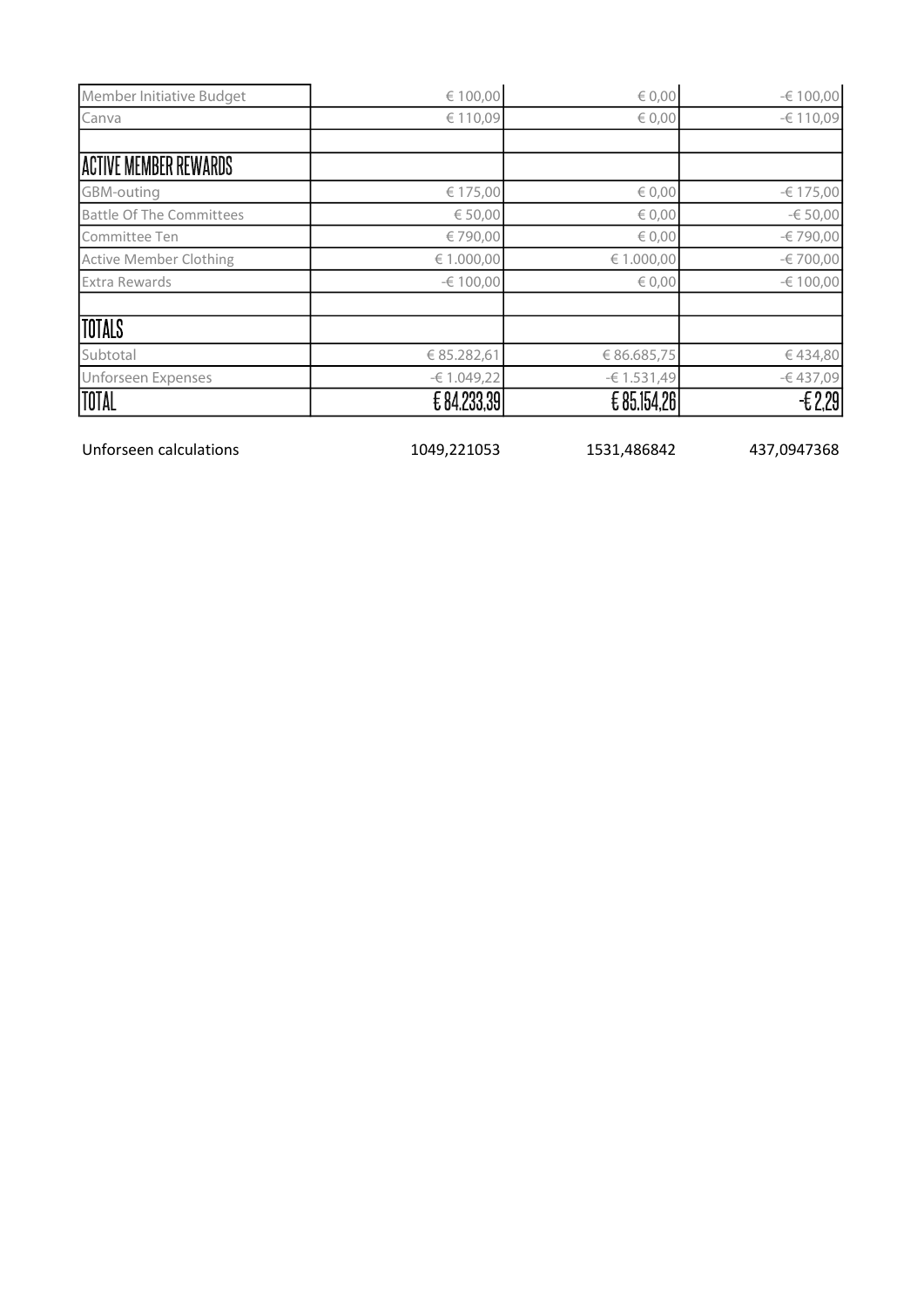| | | | |
|---|---|---|---|
| Member Initiative Budget | € 100,00 | € 0,00 | -€ 100,00 |
| Canva | € 110,09 | € 0,00 | -€ 110,09 |
| | | | |
| **ACTIVE MEMBER REWARDS** | | | |
| GBM-outing | € 175,00 | € 0,00 | -€ 175,00 |
| Battle Of The Committees | € 50,00 | € 0,00 | -€ 50,00 |
| Committee Ten | € 790,00 | € 0,00 | -€ 790,00 |
| Active Member Clothing | € 1.000,00 | € 1.000,00 | -€ 700,00 |
| Extra Rewards | -€ 100,00 | € 0,00 | -€ 100,00 |
| | | | |
| **TOTALS** | | | |
| Subtotal | € 85.282,61 | € 86.685,75 | € 434,80 |
| Unforseen Expenses | -€ 1.049,22 | -€ 1.531,49 | -€ 437,09 |
| **TOTAL** | **€ 84.233,39** | **€ 85.154,26** | **-€ 2,29** |

| | | | |
|---|---|---|---|
| Unforseen calculations | 1049,221053 | 1531,486842 | 437,0947368 |